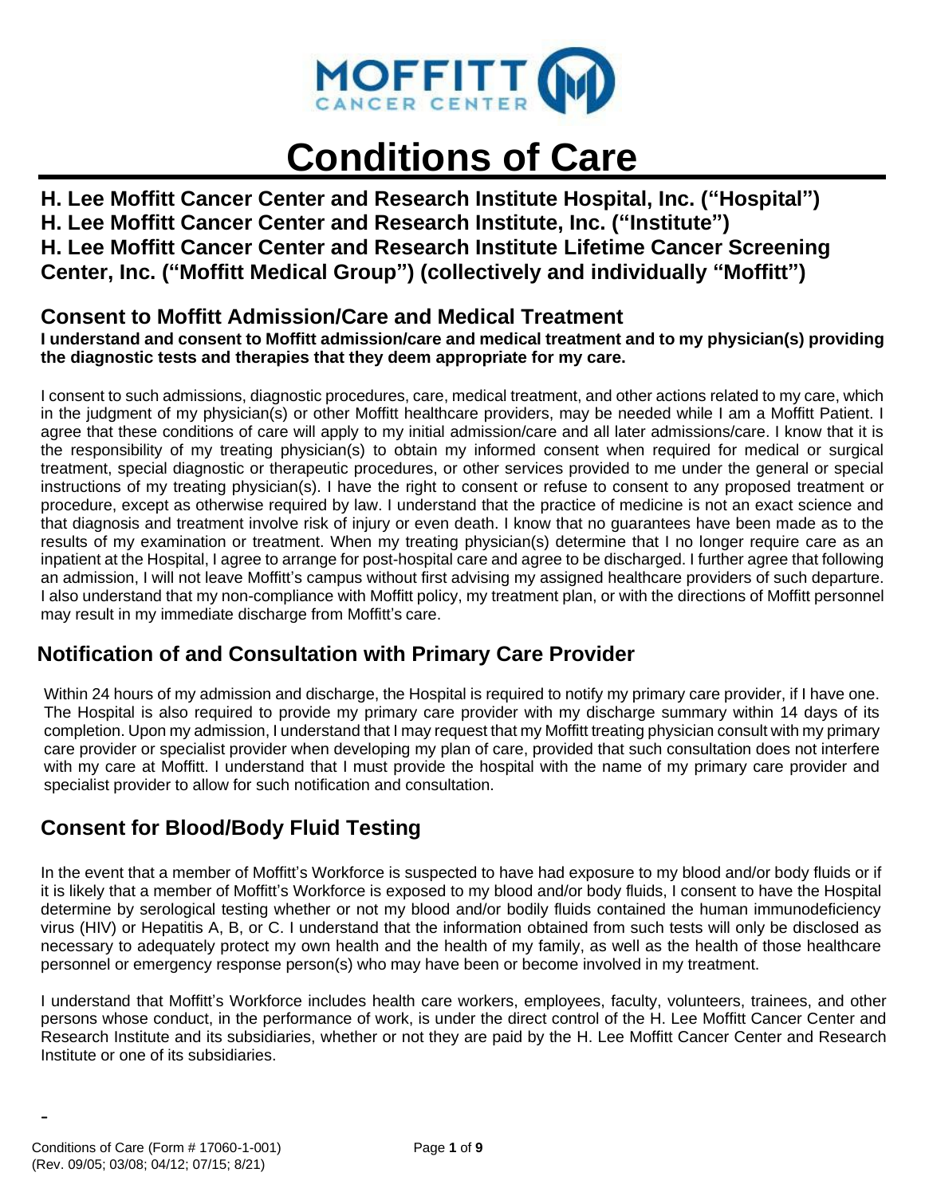# Conditions of Care

**H. Lee Moffitt Cancer Center and Research Institute Hospital, Inc. ("Hospital")**
**H. Lee Moffitt Cancer Center and Research Institute, Inc. ("Institute")**
**H. Lee Moffitt Cancer Center and Research Institute Lifetime Cancer Screening Center, Inc. ("Moffitt Medical Group") (collectively and individually "Moffitt")**

## Consent to Moffitt Admission/Care and Medical Treatment

**I understand and consent to Moffitt admission/care and medical treatment and to my physician(s) providing the diagnostic tests and therapies that they deem appropriate for my care.**

I consent to such admissions, diagnostic procedures, care, medical treatment, and other actions related to my care, which in the judgment of my physician(s) or other Moffitt healthcare providers, may be needed while I am a Moffitt Patient. I agree that these conditions of care will apply to my initial admission/care and all later admissions/care. I know that it is the responsibility of my treating physician(s) to obtain my informed consent when required for medical or surgical treatment, special diagnostic or therapeutic procedures, or other services provided to me under the general or special instructions of my treating physician(s). I have the right to consent or refuse to consent to any proposed treatment or procedure, except as otherwise required by law. I understand that the practice of medicine is not an exact science and that diagnosis and treatment involve risk of injury or even death. I know that no guarantees have been made as to the results of my examination or treatment. When my treating physician(s) determine that I no longer require care as an inpatient at the Hospital, I agree to arrange for post-hospital care and agree to be discharged. I further agree that following an admission, I will not leave Moffitt's campus without first advising my assigned healthcare providers of such departure. I also understand that my non-compliance with Moffitt policy, my treatment plan, or with the directions of Moffitt personnel may result in my immediate discharge from Moffitt's care.

## Notification of and Consultation with Primary Care Provider

Within 24 hours of my admission and discharge, the Hospital is required to notify my primary care provider, if I have one. The Hospital is also required to provide my primary care provider with my discharge summary within 14 days of its completion. Upon my admission, I understand that I may request that my Moffitt treating physician consult with my primary care provider or specialist provider when developing my plan of care, provided that such consultation does not interfere with my care at Moffitt. I understand that I must provide the hospital with the name of my primary care provider and specialist provider to allow for such notification and consultation.

## Consent for Blood/Body Fluid Testing

In the event that a member of Moffitt's Workforce is suspected to have had exposure to my blood and/or body fluids or if it is likely that a member of Moffitt's Workforce is exposed to my blood and/or body fluids, I consent to have the Hospital determine by serological testing whether or not my blood and/or bodily fluids contained the human immunodeficiency virus (HIV) or Hepatitis A, B, or C. I understand that the information obtained from such tests will only be disclosed as necessary to adequately protect my own health and the health of my family, as well as the health of those healthcare personnel or emergency response person(s) who may have been or become involved in my treatment.

I understand that Moffitt's Workforce includes health care workers, employees, faculty, volunteers, trainees, and other persons whose conduct, in the performance of work, is under the direct control of the H. Lee Moffitt Cancer Center and Research Institute and its subsidiaries, whether or not they are paid by the H. Lee Moffitt Cancer Center and Research Institute or one of its subsidiaries.

Conditions of Care (Form # 17060-1-001)
(Rev. 09/05; 03/08; 04/12; 07/15; 8/21)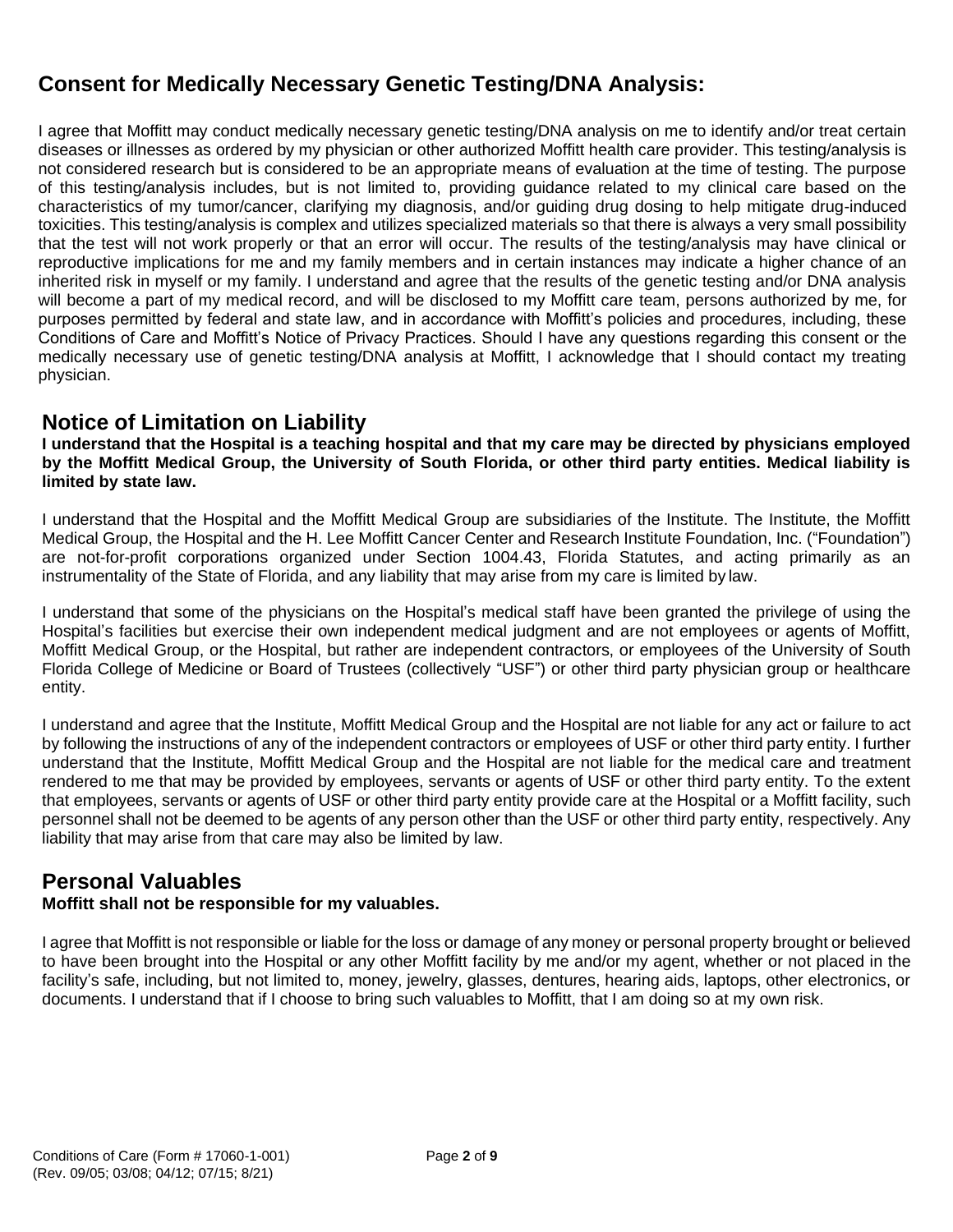## Consent for Medically Necessary Genetic Testing/DNA Analysis:

I agree that Moffitt may conduct medically necessary genetic testing/DNA analysis on me to identify and/or treat certain diseases or illnesses as ordered by my physician or other authorized Moffitt health care provider. This testing/analysis is not considered research but is considered to be an appropriate means of evaluation at the time of testing. The purpose of this testing/analysis includes, but is not limited to, providing guidance related to my clinical care based on the characteristics of my tumor/cancer, clarifying my diagnosis, and/or guiding drug dosing to help mitigate drug-induced toxicities. This testing/analysis is complex and utilizes specialized materials so that there is always a very small possibility that the test will not work properly or that an error will occur. The results of the testing/analysis may have clinical or reproductive implications for me and my family members and in certain instances may indicate a higher chance of an inherited risk in myself or my family. I understand and agree that the results of the genetic testing and/or DNA analysis will become a part of my medical record, and will be disclosed to my Moffitt care team, persons authorized by me, for purposes permitted by federal and state law, and in accordance with Moffitt's policies and procedures, including, these Conditions of Care and Moffitt's Notice of Privacy Practices. Should I have any questions regarding this consent or the medically necessary use of genetic testing/DNA analysis at Moffitt, I acknowledge that I should contact my treating physician.

## Notice of Limitation on Liability

**I understand that the Hospital is a teaching hospital and that my care may be directed by physicians employed by the Moffitt Medical Group, the University of South Florida, or other third party entities. Medical liability is limited by state law.**

I understand that the Hospital and the Moffitt Medical Group are subsidiaries of the Institute. The Institute, the Moffitt Medical Group, the Hospital and the H. Lee Moffitt Cancer Center and Research Institute Foundation, Inc. ("Foundation") are not-for-profit corporations organized under Section 1004.43, Florida Statutes, and acting primarily as an instrumentality of the State of Florida, and any liability that may arise from my care is limited by law.

I understand that some of the physicians on the Hospital's medical staff have been granted the privilege of using the Hospital's facilities but exercise their own independent medical judgment and are not employees or agents of Moffitt, Moffitt Medical Group, or the Hospital, but rather are independent contractors, or employees of the University of South Florida College of Medicine or Board of Trustees (collectively "USF") or other third party physician group or healthcare entity.

I understand and agree that the Institute, Moffitt Medical Group and the Hospital are not liable for any act or failure to act by following the instructions of any of the independent contractors or employees of USF or other third party entity. I further understand that the Institute, Moffitt Medical Group and the Hospital are not liable for the medical care and treatment rendered to me that may be provided by employees, servants or agents of USF or other third party entity. To the extent that employees, servants or agents of USF or other third party entity provide care at the Hospital or a Moffitt facility, such personnel shall not be deemed to be agents of any person other than the USF or other third party entity, respectively. Any liability that may arise from that care may also be limited by law.

## Personal Valuables

**Moffitt shall not be responsible for my valuables.**

I agree that Moffitt is not responsible or liable for the loss or damage of any money or personal property brought or believed to have been brought into the Hospital or any other Moffitt facility by me and/or my agent, whether or not placed in the facility's safe, including, but not limited to, money, jewelry, glasses, dentures, hearing aids, laptops, other electronics, or documents. I understand that if I choose to bring such valuables to Moffitt, that I am doing so at my own risk.

Conditions of Care (Form # 17060-1-001)
(Rev. 09/05; 03/08; 04/12; 07/15; 8/21)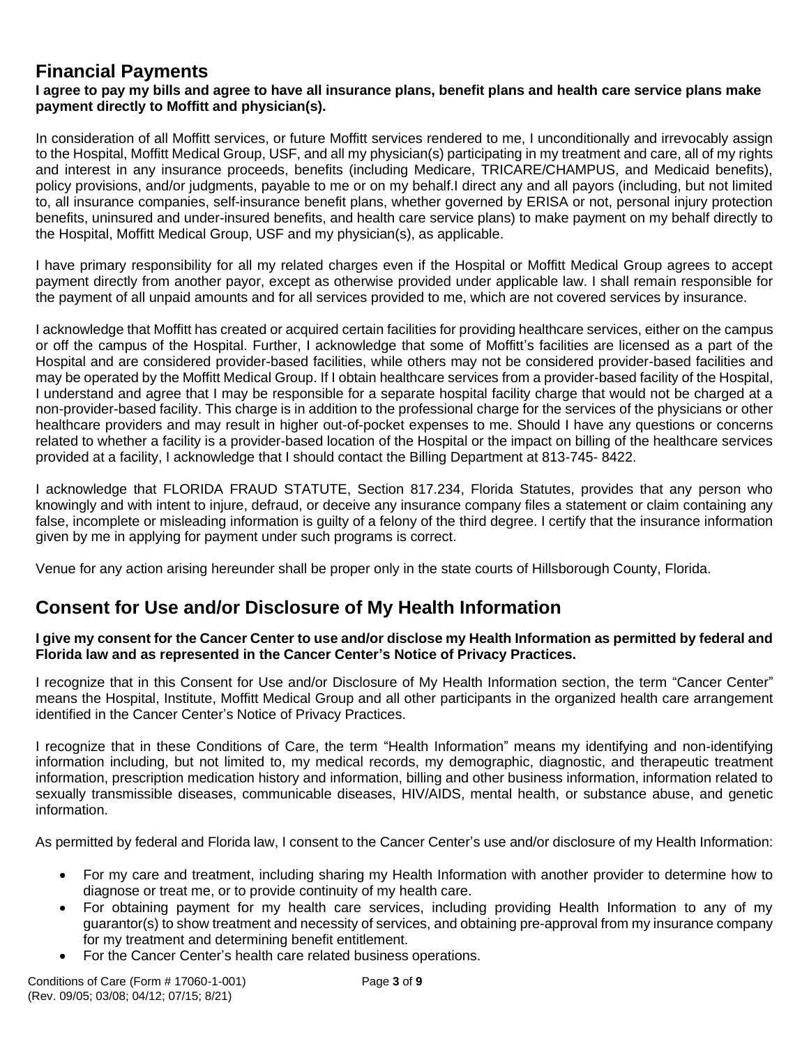## Financial Payments

**I agree to pay my bills and agree to have all insurance plans, benefit plans and health care service plans make payment directly to Moffitt and physician(s).**

In consideration of all Moffitt services, or future Moffitt services rendered to me, I unconditionally and irrevocably assign to the Hospital, Moffitt Medical Group, USF, and all my physician(s) participating in my treatment and care, all of my rights and interest in any insurance proceeds, benefits (including Medicare, TRICARE/CHAMPUS, and Medicaid benefits), policy provisions, and/or judgments, payable to me or on my behalf.I direct any and all payors (including, but not limited to, all insurance companies, self-insurance benefit plans, whether governed by ERISA or not, personal injury protection benefits, uninsured and under-insured benefits, and health care service plans) to make payment on my behalf directly to the Hospital, Moffitt Medical Group, USF and my physician(s), as applicable.

I have primary responsibility for all my related charges even if the Hospital or Moffitt Medical Group agrees to accept payment directly from another payor, except as otherwise provided under applicable law. I shall remain responsible for the payment of all unpaid amounts and for all services provided to me, which are not covered services by insurance.

I acknowledge that Moffitt has created or acquired certain facilities for providing healthcare services, either on the campus or off the campus of the Hospital. Further, I acknowledge that some of Moffitt's facilities are licensed as a part of the Hospital and are considered provider-based facilities, while others may not be considered provider-based facilities and may be operated by the Moffitt Medical Group. If I obtain healthcare services from a provider-based facility of the Hospital, I understand and agree that I may be responsible for a separate hospital facility charge that would not be charged at a non-provider-based facility. This charge is in addition to the professional charge for the services of the physicians or other healthcare providers and may result in higher out-of-pocket expenses to me. Should I have any questions or concerns related to whether a facility is a provider-based location of the Hospital or the impact on billing of the healthcare services provided at a facility, I acknowledge that I should contact the Billing Department at 813-745- 8422.

I acknowledge that FLORIDA FRAUD STATUTE, Section 817.234, Florida Statutes, provides that any person who knowingly and with intent to injure, defraud, or deceive any insurance company files a statement or claim containing any false, incomplete or misleading information is guilty of a felony of the third degree. I certify that the insurance information given by me in applying for payment under such programs is correct.

Venue for any action arising hereunder shall be proper only in the state courts of Hillsborough County, Florida.

## Consent for Use and/or Disclosure of My Health Information

**I give my consent for the Cancer Center to use and/or disclose my Health Information as permitted by federal and Florida law and as represented in the Cancer Center's Notice of Privacy Practices.**

I recognize that in this Consent for Use and/or Disclosure of My Health Information section, the term "Cancer Center" means the Hospital, Institute, Moffitt Medical Group and all other participants in the organized health care arrangement identified in the Cancer Center's Notice of Privacy Practices.

I recognize that in these Conditions of Care, the term "Health Information" means my identifying and non-identifying information including, but not limited to, my medical records, my demographic, diagnostic, and therapeutic treatment information, prescription medication history and information, billing and other business information, information related to sexually transmissible diseases, communicable diseases, HIV/AIDS, mental health, or substance abuse, and genetic information.

As permitted by federal and Florida law, I consent to the Cancer Center's use and/or disclosure of my Health Information:

- For my care and treatment, including sharing my Health Information with another provider to determine how to diagnose or treat me, or to provide continuity of my health care.
- For obtaining payment for my health care services, including providing Health Information to any of my guarantor(s) to show treatment and necessity of services, and obtaining pre-approval from my insurance company for my treatment and determining benefit entitlement.
- For the Cancer Center's health care related business operations.

Conditions of Care (Form # 17060-1-001)
(Rev. 09/05; 03/08; 04/12; 07/15; 8/21)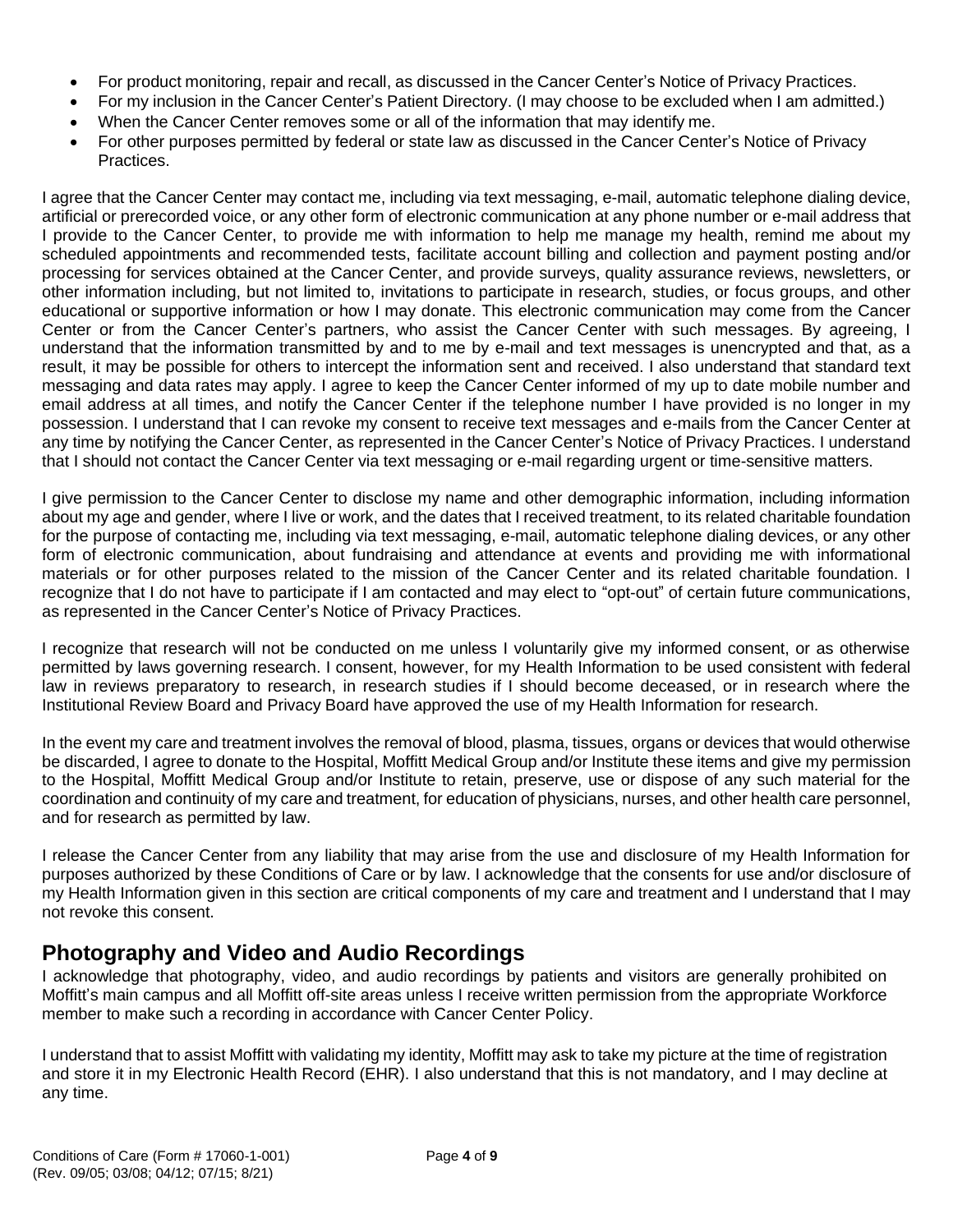- For product monitoring, repair and recall, as discussed in the Cancer Center's Notice of Privacy Practices.
- For my inclusion in the Cancer Center's Patient Directory. (I may choose to be excluded when I am admitted.)
- When the Cancer Center removes some or all of the information that may identify me.
- For other purposes permitted by federal or state law as discussed in the Cancer Center's Notice of Privacy Practices.

I agree that the Cancer Center may contact me, including via text messaging, e-mail, automatic telephone dialing device, artificial or prerecorded voice, or any other form of electronic communication at any phone number or e-mail address that I provide to the Cancer Center, to provide me with information to help me manage my health, remind me about my scheduled appointments and recommended tests, facilitate account billing and collection and payment posting and/or processing for services obtained at the Cancer Center, and provide surveys, quality assurance reviews, newsletters, or other information including, but not limited to, invitations to participate in research, studies, or focus groups, and other educational or supportive information or how I may donate. This electronic communication may come from the Cancer Center or from the Cancer Center's partners, who assist the Cancer Center with such messages. By agreeing, I understand that the information transmitted by and to me by e-mail and text messages is unencrypted and that, as a result, it may be possible for others to intercept the information sent and received. I also understand that standard text messaging and data rates may apply. I agree to keep the Cancer Center informed of my up to date mobile number and email address at all times, and notify the Cancer Center if the telephone number I have provided is no longer in my possession. I understand that I can revoke my consent to receive text messages and e-mails from the Cancer Center at any time by notifying the Cancer Center, as represented in the Cancer Center's Notice of Privacy Practices. I understand that I should not contact the Cancer Center via text messaging or e-mail regarding urgent or time-sensitive matters.

I give permission to the Cancer Center to disclose my name and other demographic information, including information about my age and gender, where I live or work, and the dates that I received treatment, to its related charitable foundation for the purpose of contacting me, including via text messaging, e-mail, automatic telephone dialing devices, or any other form of electronic communication, about fundraising and attendance at events and providing me with informational materials or for other purposes related to the mission of the Cancer Center and its related charitable foundation. I recognize that I do not have to participate if I am contacted and may elect to "opt-out" of certain future communications, as represented in the Cancer Center's Notice of Privacy Practices.

I recognize that research will not be conducted on me unless I voluntarily give my informed consent, or as otherwise permitted by laws governing research. I consent, however, for my Health Information to be used consistent with federal law in reviews preparatory to research, in research studies if I should become deceased, or in research where the Institutional Review Board and Privacy Board have approved the use of my Health Information for research.

In the event my care and treatment involves the removal of blood, plasma, tissues, organs or devices that would otherwise be discarded, I agree to donate to the Hospital, Moffitt Medical Group and/or Institute these items and give my permission to the Hospital, Moffitt Medical Group and/or Institute to retain, preserve, use or dispose of any such material for the coordination and continuity of my care and treatment, for education of physicians, nurses, and other health care personnel, and for research as permitted by law.

I release the Cancer Center from any liability that may arise from the use and disclosure of my Health Information for purposes authorized by these Conditions of Care or by law. I acknowledge that the consents for use and/or disclosure of my Health Information given in this section are critical components of my care and treatment and I understand that I may not revoke this consent.

## Photography and Video and Audio Recordings

I acknowledge that photography, video, and audio recordings by patients and visitors are generally prohibited on Moffitt's main campus and all Moffitt off-site areas unless I receive written permission from the appropriate Workforce member to make such a recording in accordance with Cancer Center Policy.

I understand that to assist Moffitt with validating my identity, Moffitt may ask to take my picture at the time of registration and store it in my Electronic Health Record (EHR). I also understand that this is not mandatory, and I may decline at any time.

Conditions of Care (Form # 17060-1-001)
(Rev. 09/05; 03/08; 04/12; 07/15; 8/21)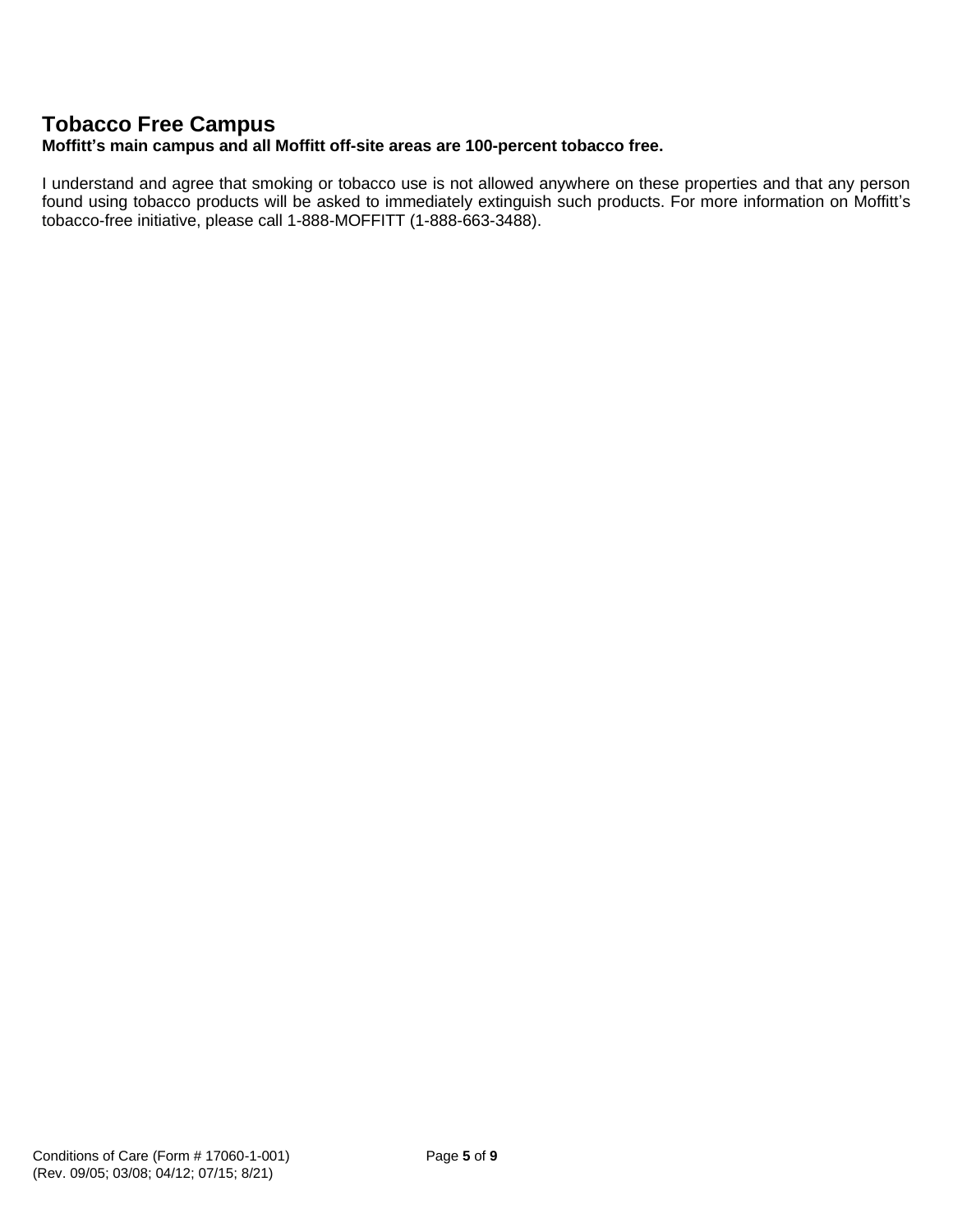## Tobacco Free Campus

**Moffitt's main campus and all Moffitt off-site areas are 100-percent tobacco free.**

I understand and agree that smoking or tobacco use is not allowed anywhere on these properties and that any person found using tobacco products will be asked to immediately extinguish such products. For more information on Moffitt's tobacco-free initiative, please call 1-888-MOFFITT (1-888-663-3488).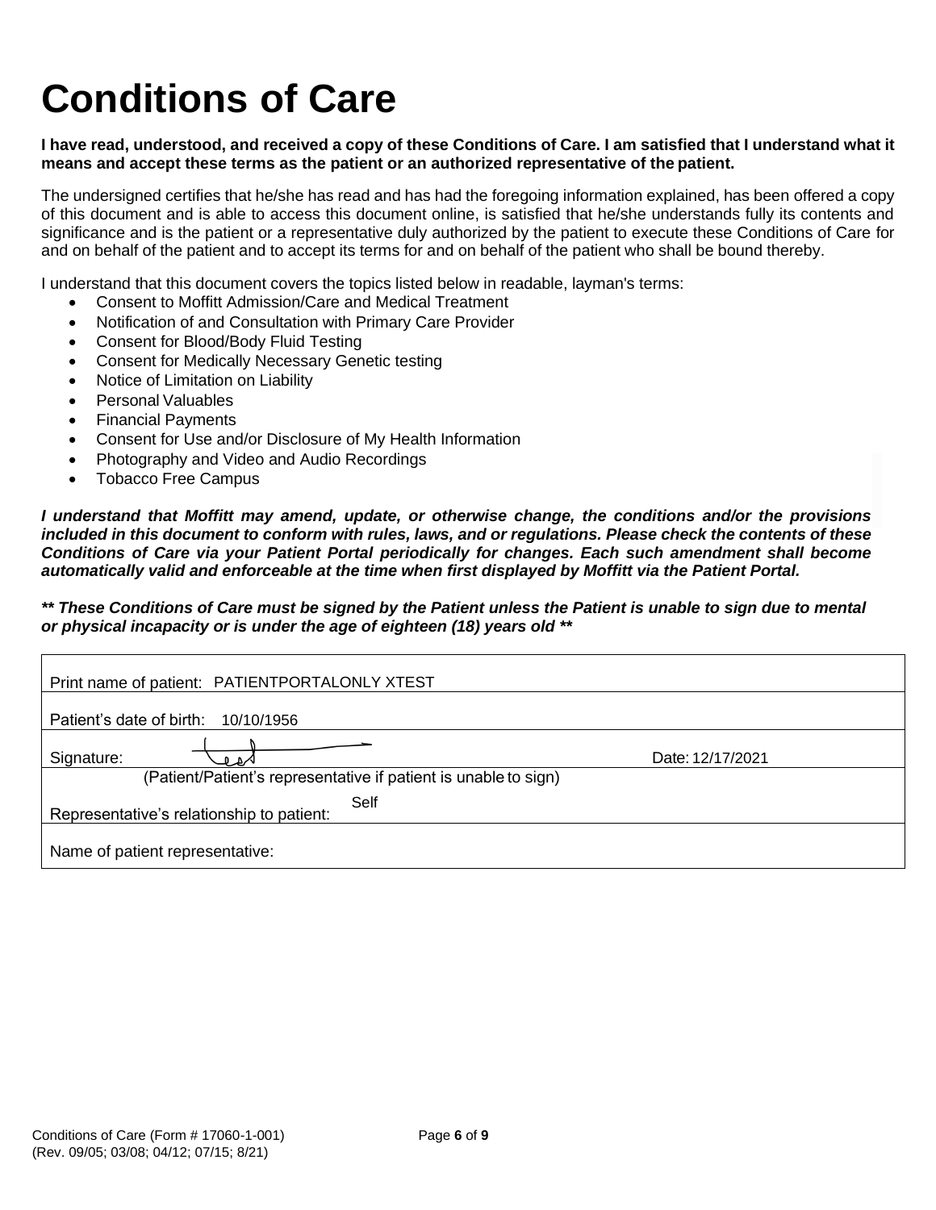# Conditions of Care

**I have read, understood, and received a copy of these Conditions of Care. I am satisfied that I understand what it means and accept these terms as the patient or an authorized representative of the patient.**

The undersigned certifies that he/she has read and has had the foregoing information explained, has been offered a copy of this document and is able to access this document online, is satisfied that he/she understands fully its contents and significance and is the patient or a representative duly authorized by the patient to execute these Conditions of Care for and on behalf of the patient and to accept its terms for and on behalf of the patient who shall be bound thereby.

I understand that this document covers the topics listed below in readable, layman's terms:

- Consent to Moffitt Admission/Care and Medical Treatment
- Notification of and Consultation with Primary Care Provider
- Consent for Blood/Body Fluid Testing
- Consent for Medically Necessary Genetic testing
- Notice of Limitation on Liability
- Personal Valuables
- Financial Payments
- Consent for Use and/or Disclosure of My Health Information
- Photography and Video and Audio Recordings
- Tobacco Free Campus

***I understand that Moffitt may amend, update, or otherwise change, the conditions and/or the provisions included in this document to conform with rules, laws, and or regulations. Please check the contents of these Conditions of Care via your Patient Portal periodically for changes. Each such amendment shall become automatically valid and enforceable at the time when first displayed by Moffitt via the Patient Portal.***

***** These Conditions of Care must be signed by the Patient unless the Patient is unable to sign due to mental or physical incapacity or is under the age of eighteen (18) years old *****

| | |
|---|---|
| Print name of patient: PATIENTPORTALONLY XTEST | |
| Patient's date of birth: 10/10/1956 | |
| Signature: [signature] | Date: 12/17/2021 |
| (Patient/Patient's representative if patient is unable to sign) | |
| Representative's relationship to patient: Self | |
| Name of patient representative: | |

Conditions of Care (Form # 17060-1-001)
(Rev. 09/05; 03/08; 04/12; 07/15; 8/21)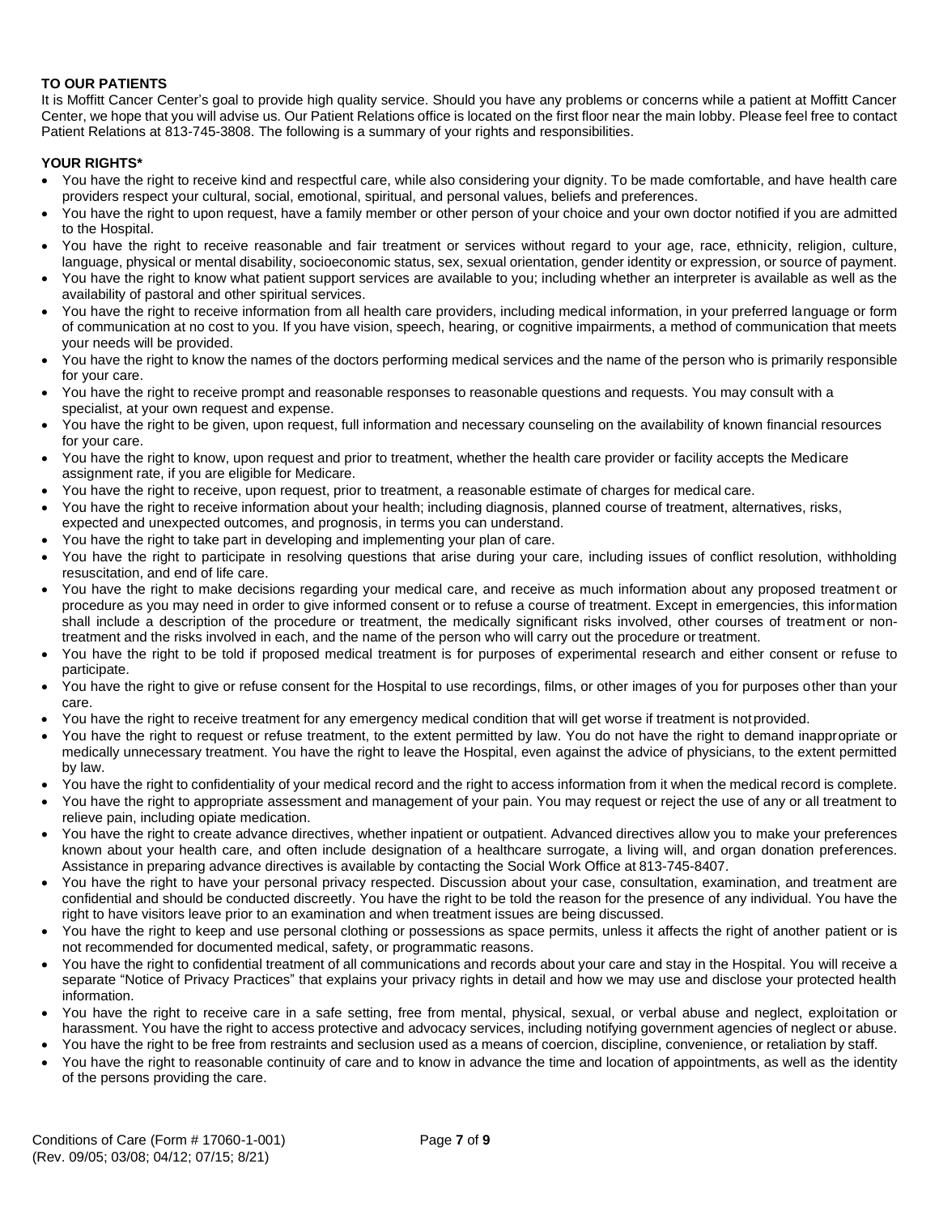**TO OUR PATIENTS**

It is Moffitt Cancer Center's goal to provide high quality service. Should you have any problems or concerns while a patient at Moffitt Cancer Center, we hope that you will advise us. Our Patient Relations office is located on the first floor near the main lobby. Please feel free to contact Patient Relations at 813-745-3808. The following is a summary of your rights and responsibilities.

**YOUR RIGHTS***

- You have the right to receive kind and respectful care, while also considering your dignity. To be made comfortable, and have health care providers respect your cultural, social, emotional, spiritual, and personal values, beliefs and preferences.
- You have the right to upon request, have a family member or other person of your choice and your own doctor notified if you are admitted to the Hospital.
- You have the right to receive reasonable and fair treatment or services without regard to your age, race, ethnicity, religion, culture, language, physical or mental disability, socioeconomic status, sex, sexual orientation, gender identity or expression, or source of payment.
- You have the right to know what patient support services are available to you; including whether an interpreter is available as well as the availability of pastoral and other spiritual services.
- You have the right to receive information from all health care providers, including medical information, in your preferred language or form of communication at no cost to you. If you have vision, speech, hearing, or cognitive impairments, a method of communication that meets your needs will be provided.
- You have the right to know the names of the doctors performing medical services and the name of the person who is primarily responsible for your care.
- You have the right to receive prompt and reasonable responses to reasonable questions and requests. You may consult with a specialist, at your own request and expense.
- You have the right to be given, upon request, full information and necessary counseling on the availability of known financial resources for your care.
- You have the right to know, upon request and prior to treatment, whether the health care provider or facility accepts the Medicare assignment rate, if you are eligible for Medicare.
- You have the right to receive, upon request, prior to treatment, a reasonable estimate of charges for medical care.
- You have the right to receive information about your health; including diagnosis, planned course of treatment, alternatives, risks, expected and unexpected outcomes, and prognosis, in terms you can understand.
- You have the right to take part in developing and implementing your plan of care.
- You have the right to participate in resolving questions that arise during your care, including issues of conflict resolution, withholding resuscitation, and end of life care.
- You have the right to make decisions regarding your medical care, and receive as much information about any proposed treatment or procedure as you may need in order to give informed consent or to refuse a course of treatment. Except in emergencies, this information shall include a description of the procedure or treatment, the medically significant risks involved, other courses of treatment or non-treatment and the risks involved in each, and the name of the person who will carry out the procedure or treatment.
- You have the right to be told if proposed medical treatment is for purposes of experimental research and either consent or refuse to participate.
- You have the right to give or refuse consent for the Hospital to use recordings, films, or other images of you for purposes other than your care.
- You have the right to receive treatment for any emergency medical condition that will get worse if treatment is not provided.
- You have the right to request or refuse treatment, to the extent permitted by law. You do not have the right to demand inappropriate or medically unnecessary treatment. You have the right to leave the Hospital, even against the advice of physicians, to the extent permitted by law.
- You have the right to confidentiality of your medical record and the right to access information from it when the medical record is complete.
- You have the right to appropriate assessment and management of your pain. You may request or reject the use of any or all treatment to relieve pain, including opiate medication.
- You have the right to create advance directives, whether inpatient or outpatient. Advanced directives allow you to make your preferences known about your health care, and often include designation of a healthcare surrogate, a living will, and organ donation preferences. Assistance in preparing advance directives is available by contacting the Social Work Office at 813-745-8407.
- You have the right to have your personal privacy respected. Discussion about your case, consultation, examination, and treatment are confidential and should be conducted discreetly. You have the right to be told the reason for the presence of any individual. You have the right to have visitors leave prior to an examination and when treatment issues are being discussed.
- You have the right to keep and use personal clothing or possessions as space permits, unless it affects the right of another patient or is not recommended for documented medical, safety, or programmatic reasons.
- You have the right to confidential treatment of all communications and records about your care and stay in the Hospital. You will receive a separate "Notice of Privacy Practices" that explains your privacy rights in detail and how we may use and disclose your protected health information.
- You have the right to receive care in a safe setting, free from mental, physical, sexual, or verbal abuse and neglect, exploitation or harassment. You have the right to access protective and advocacy services, including notifying government agencies of neglect or abuse.
- You have the right to be free from restraints and seclusion used as a means of coercion, discipline, convenience, or retaliation by staff.
- You have the right to reasonable continuity of care and to know in advance the time and location of appointments, as well as the identity of the persons providing the care.

Conditions of Care (Form # 17060-1-001)
(Rev. 09/05; 03/08; 04/12; 07/15; 8/21)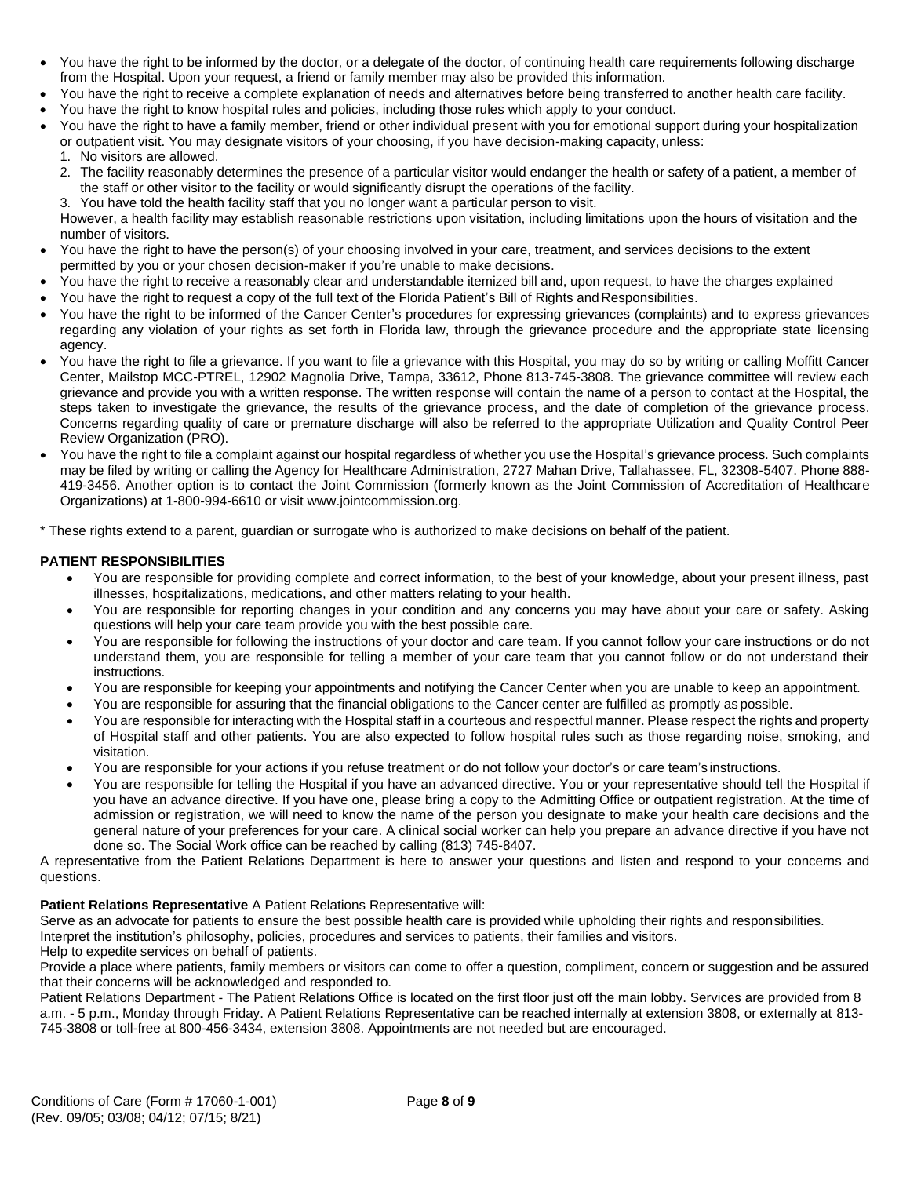- You have the right to be informed by the doctor, or a delegate of the doctor, of continuing health care requirements following discharge from the Hospital. Upon your request, a friend or family member may also be provided this information.
- You have the right to receive a complete explanation of needs and alternatives before being transferred to another health care facility.
- You have the right to know hospital rules and policies, including those rules which apply to your conduct.
- You have the right to have a family member, friend or other individual present with you for emotional support during your hospitalization or outpatient visit. You may designate visitors of your choosing, if you have decision-making capacity, unless:
  1. No visitors are allowed.
  2. The facility reasonably determines the presence of a particular visitor would endanger the health or safety of a patient, a member of the staff or other visitor to the facility or would significantly disrupt the operations of the facility.
  3. You have told the health facility staff that you no longer want a particular person to visit.

  However, a health facility may establish reasonable restrictions upon visitation, including limitations upon the hours of visitation and the number of visitors.
- You have the right to have the person(s) of your choosing involved in your care, treatment, and services decisions to the extent permitted by you or your chosen decision-maker if you're unable to make decisions.
- You have the right to receive a reasonably clear and understandable itemized bill and, upon request, to have the charges explained
- You have the right to request a copy of the full text of the Florida Patient's Bill of Rights and Responsibilities.
- You have the right to be informed of the Cancer Center's procedures for expressing grievances (complaints) and to express grievances regarding any violation of your rights as set forth in Florida law, through the grievance procedure and the appropriate state licensing agency.
- You have the right to file a grievance. If you want to file a grievance with this Hospital, you may do so by writing or calling Moffitt Cancer Center, Mailstop MCC-PTREL, 12902 Magnolia Drive, Tampa, 33612, Phone 813-745-3808. The grievance committee will review each grievance and provide you with a written response. The written response will contain the name of a person to contact at the Hospital, the steps taken to investigate the grievance, the results of the grievance process, and the date of completion of the grievance process. Concerns regarding quality of care or premature discharge will also be referred to the appropriate Utilization and Quality Control Peer Review Organization (PRO).
- You have the right to file a complaint against our hospital regardless of whether you use the Hospital's grievance process. Such complaints may be filed by writing or calling the Agency for Healthcare Administration, 2727 Mahan Drive, Tallahassee, FL, 32308-5407. Phone 888-419-3456. Another option is to contact the Joint Commission (formerly known as the Joint Commission of Accreditation of Healthcare Organizations) at 1-800-994-6610 or visit www.jointcommission.org.

* These rights extend to a parent, guardian or surrogate who is authorized to make decisions on behalf of the patient.

**PATIENT RESPONSIBILITIES**

- You are responsible for providing complete and correct information, to the best of your knowledge, about your present illness, past illnesses, hospitalizations, medications, and other matters relating to your health.
- You are responsible for reporting changes in your condition and any concerns you may have about your care or safety. Asking questions will help your care team provide you with the best possible care.
- You are responsible for following the instructions of your doctor and care team. If you cannot follow your care instructions or do not understand them, you are responsible for telling a member of your care team that you cannot follow or do not understand their instructions.
- You are responsible for keeping your appointments and notifying the Cancer Center when you are unable to keep an appointment.
- You are responsible for assuring that the financial obligations to the Cancer center are fulfilled as promptly as possible.
- You are responsible for interacting with the Hospital staff in a courteous and respectful manner. Please respect the rights and property of Hospital staff and other patients. You are also expected to follow hospital rules such as those regarding noise, smoking, and visitation.
- You are responsible for your actions if you refuse treatment or do not follow your doctor's or care team's instructions.
- You are responsible for telling the Hospital if you have an advanced directive. You or your representative should tell the Hospital if you have an advance directive. If you have one, please bring a copy to the Admitting Office or outpatient registration. At the time of admission or registration, we will need to know the name of the person you designate to make your health care decisions and the general nature of your preferences for your care. A clinical social worker can help you prepare an advance directive if you have not done so. The Social Work office can be reached by calling (813) 745-8407.

A representative from the Patient Relations Department is here to answer your questions and listen and respond to your concerns and questions.

**Patient Relations Representative** A Patient Relations Representative will:

Serve as an advocate for patients to ensure the best possible health care is provided while upholding their rights and responsibilities.

Interpret the institution's philosophy, policies, procedures and services to patients, their families and visitors.

Help to expedite services on behalf of patients.

Provide a place where patients, family members or visitors can come to offer a question, compliment, concern or suggestion and be assured that their concerns will be acknowledged and responded to.

Patient Relations Department - The Patient Relations Office is located on the first floor just off the main lobby. Services are provided from 8 a.m. - 5 p.m., Monday through Friday. A Patient Relations Representative can be reached internally at extension 3808, or externally at 813-745-3808 or toll-free at 800-456-3434, extension 3808. Appointments are not needed but are encouraged.

Conditions of Care (Form # 17060-1-001)
(Rev. 09/05; 03/08; 04/12; 07/15; 8/21)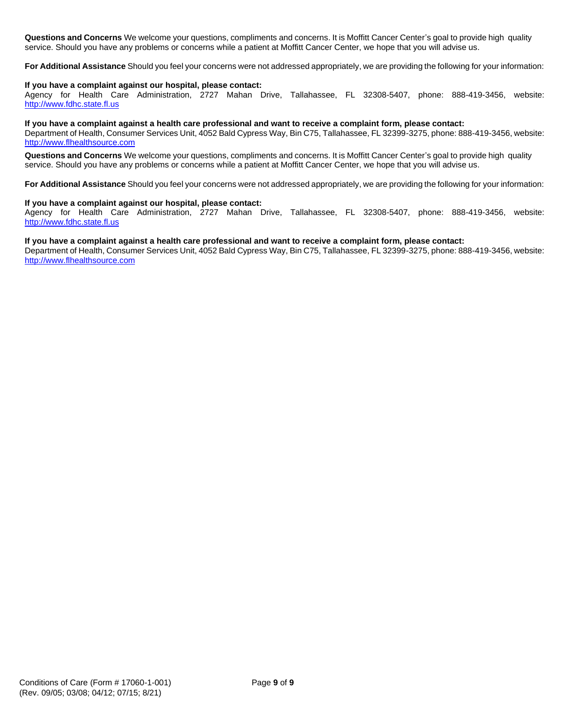**Questions and Concerns** We welcome your questions, compliments and concerns. It is Moffitt Cancer Center's goal to provide high quality service. Should you have any problems or concerns while a patient at Moffitt Cancer Center, we hope that you will advise us.

**For Additional Assistance** Should you feel your concerns were not addressed appropriately, we are providing the following for your information:

**If you have a complaint against our hospital, please contact:**
Agency for Health Care Administration, 2727 Mahan Drive, Tallahassee, FL 32308-5407, phone: 888-419-3456, website: http://www.fdhc.state.fl.us

**If you have a complaint against a health care professional and want to receive a complaint form, please contact:**
Department of Health, Consumer Services Unit, 4052 Bald Cypress Way, Bin C75, Tallahassee, FL 32399-3275, phone: 888-419-3456, website: http://www.flhealthsource.com

**Questions and Concerns** We welcome your questions, compliments and concerns. It is Moffitt Cancer Center's goal to provide high quality service. Should you have any problems or concerns while a patient at Moffitt Cancer Center, we hope that you will advise us.

**For Additional Assistance** Should you feel your concerns were not addressed appropriately, we are providing the following for your information:

**If you have a complaint against our hospital, please contact:**
Agency for Health Care Administration, 2727 Mahan Drive, Tallahassee, FL 32308-5407, phone: 888-419-3456, website: http://www.fdhc.state.fl.us

**If you have a complaint against a health care professional and want to receive a complaint form, please contact:**
Department of Health, Consumer Services Unit, 4052 Bald Cypress Way, Bin C75, Tallahassee, FL 32399-3275, phone: 888-419-3456, website: http://www.flhealthsource.com

Conditions of Care (Form # 17060-1-001)
(Rev. 09/05; 03/08; 04/12; 07/15; 8/21)